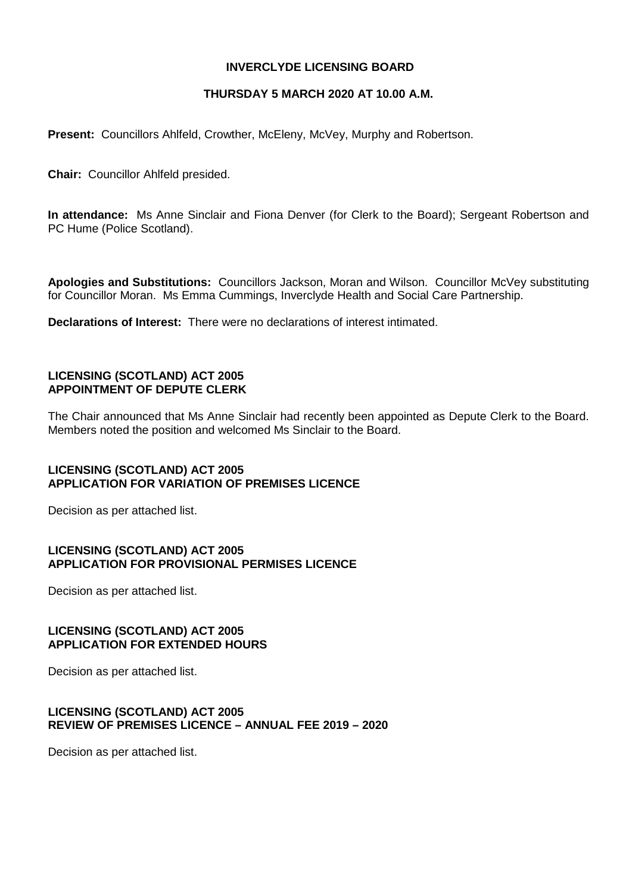# INVERCLYDE LICENSING BOARD

## THURSDAY 5 MARCH 2020 AT 10.00 A.M.

**Present:** Councillors Ahlfeld, Crowther, McEleny, McVey, Murphy and Robertson.

**Chair:** Councillor Ahlfeld presided.

**In attendance:** Ms Anne Sinclair and Fiona Denver (for Clerk to the Board); Sergeant Robertson and PC Hume (Police Scotland).

**Apologies and Substitutions:** Councillors Jackson, Moran and Wilson. Councillor McVey substituting for Councillor Moran. Ms Emma Cummings, Inverclyde Health and Social Care Partnership.

**Declarations of Interest:** There were no declarations of interest intimated.

### LICENSING (SCOTLAND) ACT 2005
### APPOINTMENT OF DEPUTE CLERK

The Chair announced that Ms Anne Sinclair had recently been appointed as Depute Clerk to the Board. Members noted the position and welcomed Ms Sinclair to the Board.

### LICENSING (SCOTLAND) ACT 2005
### APPLICATION FOR VARIATION OF PREMISES LICENCE

Decision as per attached list.

### LICENSING (SCOTLAND) ACT 2005
### APPLICATION FOR PROVISIONAL PERMISES LICENCE

Decision as per attached list.

### LICENSING (SCOTLAND) ACT 2005
### APPLICATION FOR EXTENDED HOURS

Decision as per attached list.

### LICENSING (SCOTLAND) ACT 2005
### REVIEW OF PREMISES LICENCE – ANNUAL FEE 2019 – 2020

Decision as per attached list.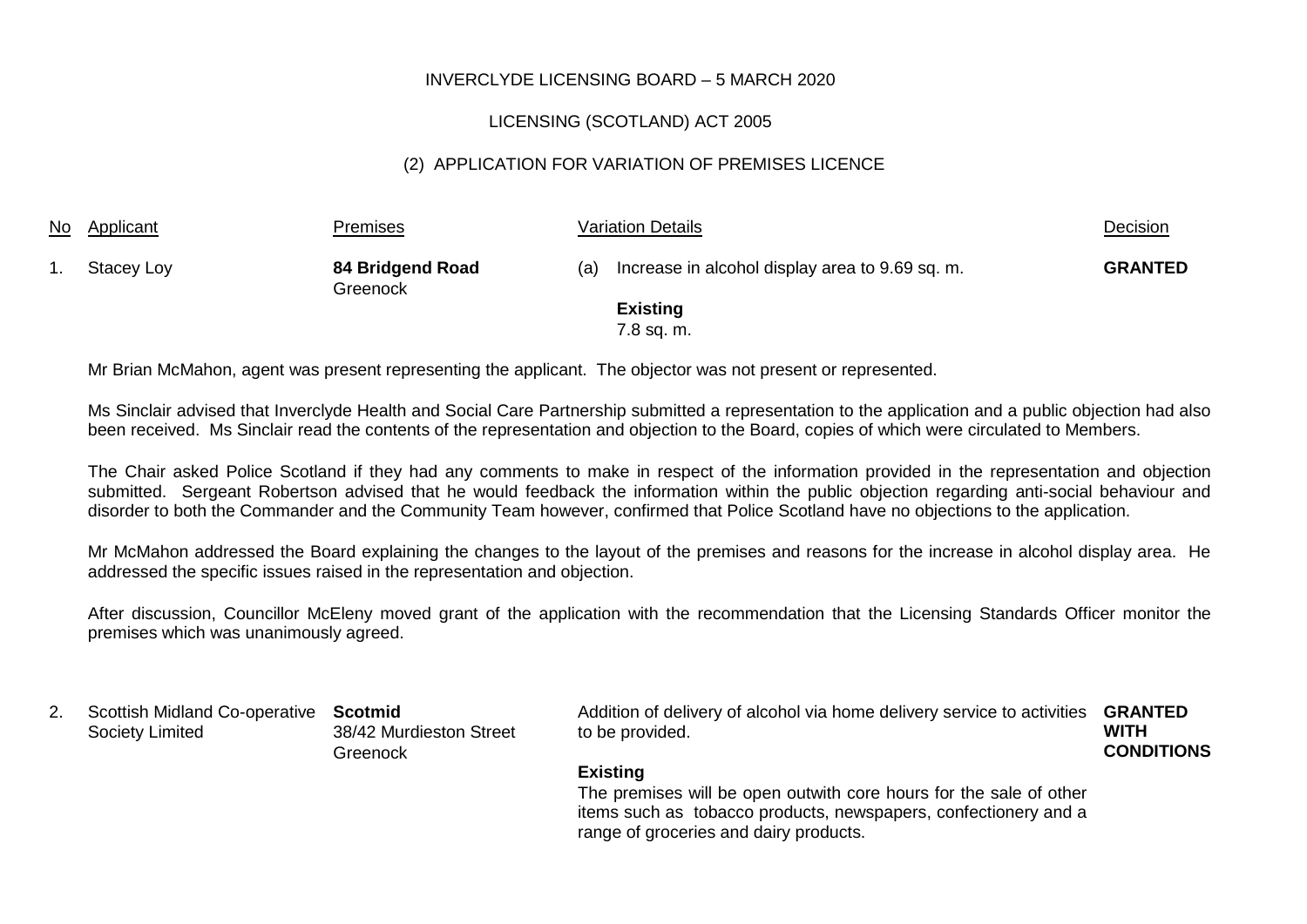INVERCLYDE LICENSING BOARD – 5 MARCH 2020

LICENSING (SCOTLAND) ACT 2005

(2) APPLICATION FOR VARIATION OF PREMISES LICENCE

| No | Applicant | Premises | Variation Details | Decision |
|---|---|---|---|---|
| 1. | Stacey Loy | **84 Bridgend Road** Greenock | (a) Increase in alcohol display area to 9.69 sq. m.<br><br>**Existing**<br>7.8 sq. m. | **GRANTED** |

Mr Brian McMahon, agent was present representing the applicant. The objector was not present or represented.

Ms Sinclair advised that Inverclyde Health and Social Care Partnership submitted a representation to the application and a public objection had also been received. Ms Sinclair read the contents of the representation and objection to the Board, copies of which were circulated to Members.

The Chair asked Police Scotland if they had any comments to make in respect of the information provided in the representation and objection submitted. Sergeant Robertson advised that he would feedback the information within the public objection regarding anti-social behaviour and disorder to both the Commander and the Community Team however, confirmed that Police Scotland have no objections to the application.

Mr McMahon addressed the Board explaining the changes to the layout of the premises and reasons for the increase in alcohol display area. He addressed the specific issues raised in the representation and objection.

After discussion, Councillor McEleny moved grant of the application with the recommendation that the Licensing Standards Officer monitor the premises which was unanimously agreed.

| No | Applicant | Premises | Variation Details | Decision |
|---|---|---|---|---|
| 2. | Scottish Midland Co-operative Society Limited | **Scotmid** 38/42 Murdieston Street Greenock | Addition of delivery of alcohol via home delivery service to activities to be provided.<br><br>**Existing**<br>The premises will be open outwith core hours for the sale of other items such as tobacco products, newspapers, confectionery and a range of groceries and dairy products. | **GRANTED WITH CONDITIONS** |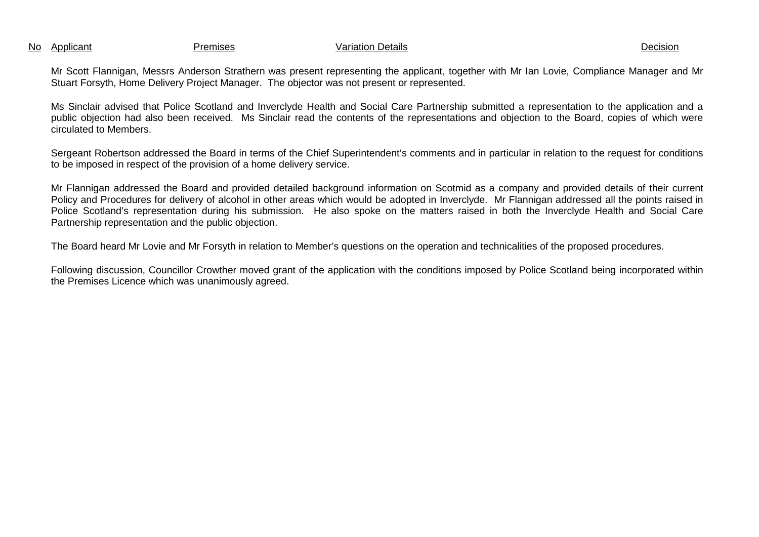| No | Applicant | Premises | Variation Details | Decision |
|---|---|---|---|---|

Mr Scott Flannigan, Messrs Anderson Strathern was present representing the applicant, together with Mr Ian Lovie, Compliance Manager and Mr Stuart Forsyth, Home Delivery Project Manager. The objector was not present or represented.

Ms Sinclair advised that Police Scotland and Inverclyde Health and Social Care Partnership submitted a representation to the application and a public objection had also been received. Ms Sinclair read the contents of the representations and objection to the Board, copies of which were circulated to Members.

Sergeant Robertson addressed the Board in terms of the Chief Superintendent's comments and in particular in relation to the request for conditions to be imposed in respect of the provision of a home delivery service.

Mr Flannigan addressed the Board and provided detailed background information on Scotmid as a company and provided details of their current Policy and Procedures for delivery of alcohol in other areas which would be adopted in Inverclyde. Mr Flannigan addressed all the points raised in Police Scotland's representation during his submission. He also spoke on the matters raised in both the Inverclyde Health and Social Care Partnership representation and the public objection.

The Board heard Mr Lovie and Mr Forsyth in relation to Member's questions on the operation and technicalities of the proposed procedures.

Following discussion, Councillor Crowther moved grant of the application with the conditions imposed by Police Scotland being incorporated within the Premises Licence which was unanimously agreed.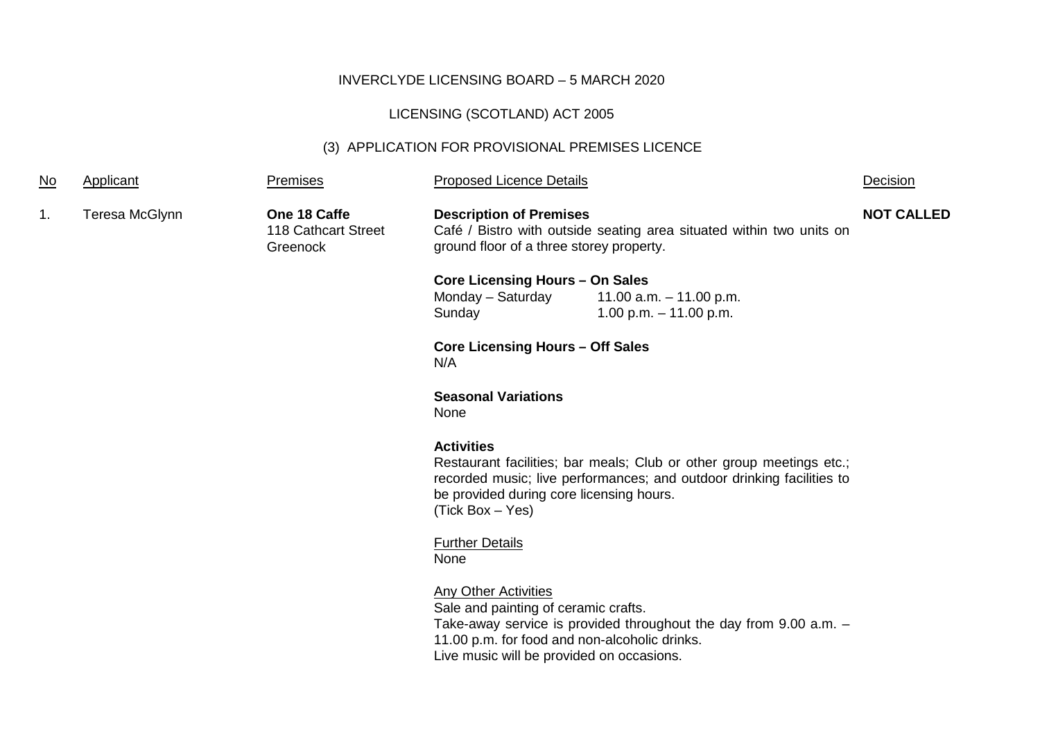INVERCLYDE LICENSING BOARD – 5 MARCH 2020

LICENSING (SCOTLAND) ACT 2005

(3) APPLICATION FOR PROVISIONAL PREMISES LICENCE

| No | Applicant | Premises | Proposed Licence Details | Decision |
| --- | --- | --- | --- | --- |
| 1. | Teresa McGlynn | **One 18 Caffe**<br>118 Cathcart Street<br>Greenock | **Description of Premises**<br>Café / Bistro with outside seating area situated within two units on ground floor of a three storey property.<br><br>**Core Licensing Hours – On Sales**<br>Monday – Saturday 11.00 a.m. – 11.00 p.m.<br>Sunday 1.00 p.m. – 11.00 p.m.<br><br>**Core Licensing Hours – Off Sales**<br>N/A<br><br>**Seasonal Variations**<br>None<br><br>**Activities**<br>Restaurant facilities; bar meals; Club or other group meetings etc.; recorded music; live performances; and outdoor drinking facilities to be provided during core licensing hours.<br>(Tick Box – Yes)<br><br>Further Details<br>None<br><br>Any Other Activities<br>Sale and painting of ceramic crafts.<br>Take-away service is provided throughout the day from 9.00 a.m. – 11.00 p.m. for food and non-alcoholic drinks.<br>Live music will be provided on occasions. | **NOT CALLED** |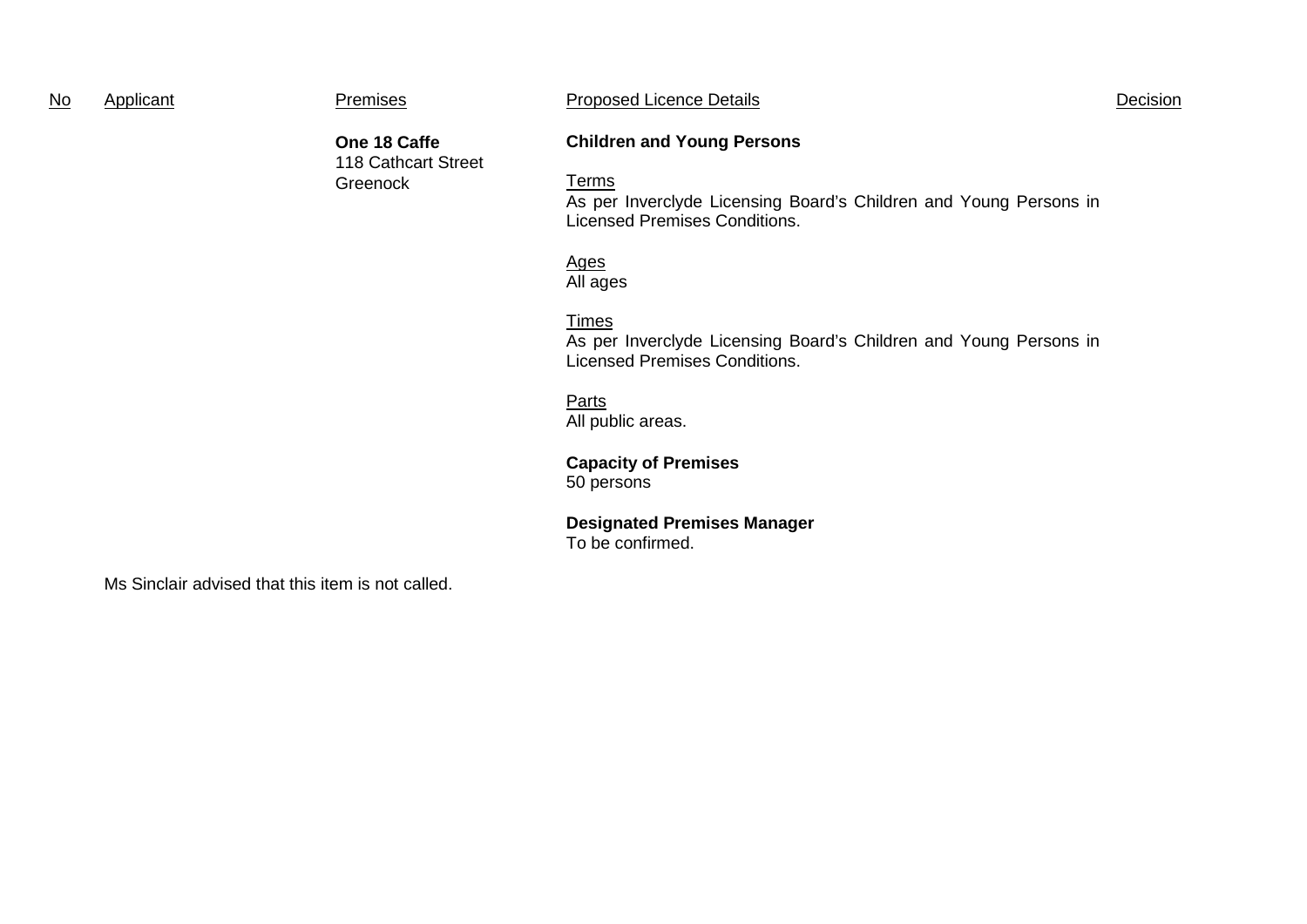| No | Applicant | Premises | Proposed Licence Details | Decision |
|---|---|---|---|---|
| | | **One 18 Caffe**<br>118 Cathcart Street<br>Greenock | **Children and Young Persons**<br><br>Terms<br>As per Inverclyde Licensing Board's Children and Young Persons in Licensed Premises Conditions.<br><br>Ages<br>All ages<br><br>Times<br>As per Inverclyde Licensing Board's Children and Young Persons in Licensed Premises Conditions.<br><br>Parts<br>All public areas.<br><br>**Capacity of Premises**<br>50 persons<br><br>**Designated Premises Manager**<br>To be confirmed. | |

Ms Sinclair advised that this item is not called.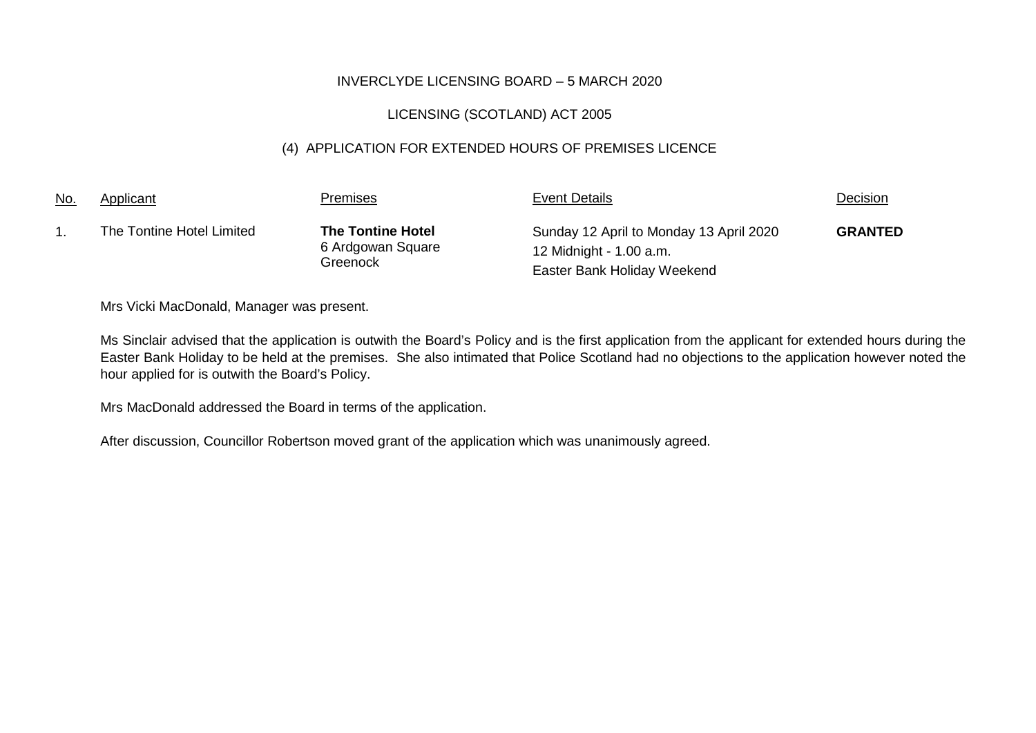INVERCLYDE LICENSING BOARD – 5 MARCH 2020

LICENSING (SCOTLAND) ACT 2005

(4) APPLICATION FOR EXTENDED HOURS OF PREMISES LICENCE

| No. | Applicant | Premises | Event Details | Decision |
|---|---|---|---|---|
| 1. | The Tontine Hotel Limited | **The Tontine Hotel**<br>6 Ardgowan Square<br>Greenock | Sunday 12 April to Monday 13 April 2020<br>12 Midnight - 1.00 a.m.<br>Easter Bank Holiday Weekend | **GRANTED** |

Mrs Vicki MacDonald, Manager was present.

Ms Sinclair advised that the application is outwith the Board's Policy and is the first application from the applicant for extended hours during the Easter Bank Holiday to be held at the premises. She also intimated that Police Scotland had no objections to the application however noted the hour applied for is outwith the Board's Policy.

Mrs MacDonald addressed the Board in terms of the application.

After discussion, Councillor Robertson moved grant of the application which was unanimously agreed.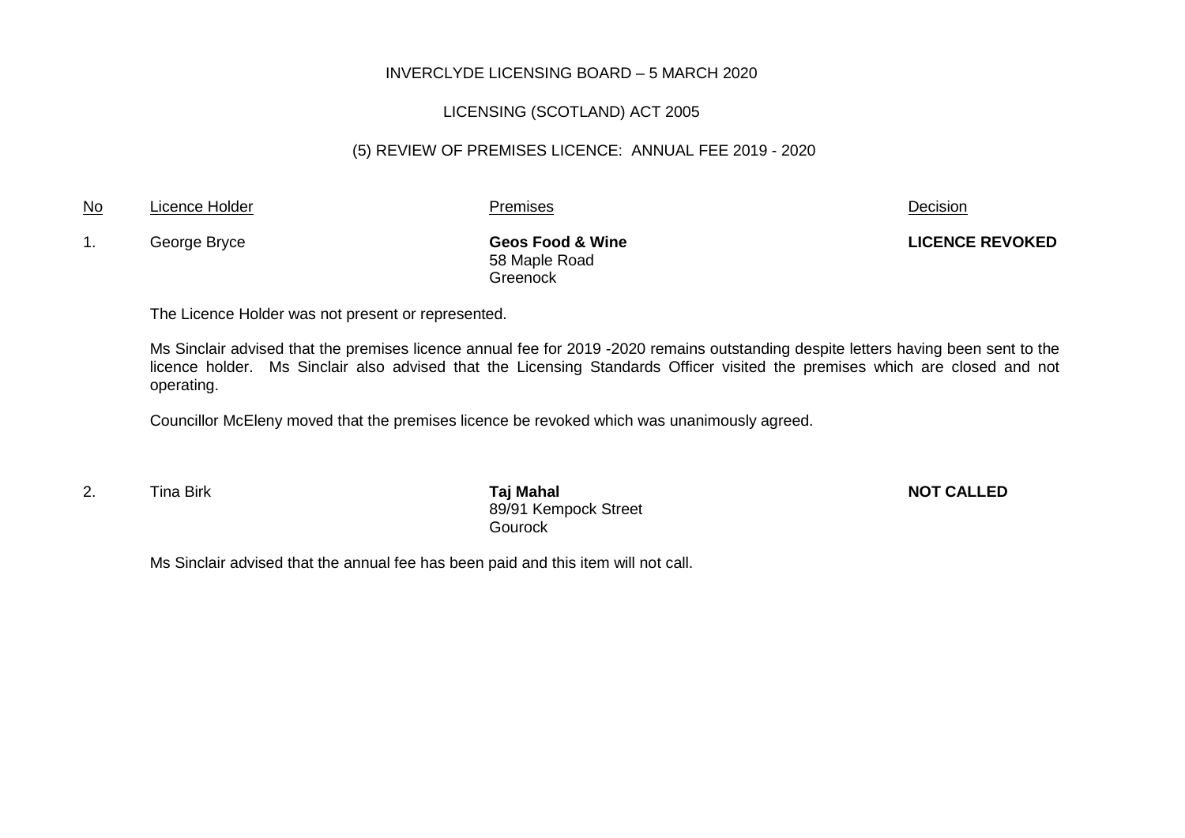INVERCLYDE LICENSING BOARD – 5 MARCH 2020

LICENSING (SCOTLAND) ACT 2005

(5) REVIEW OF PREMISES LICENCE: ANNUAL FEE 2019 - 2020

| No | Licence Holder | Premises | Decision |
|---|---|---|---|
| 1. | George Bryce | **Geos Food & Wine**<br>58 Maple Road<br>Greenock | **LICENCE REVOKED** |

The Licence Holder was not present or represented.

Ms Sinclair advised that the premises licence annual fee for 2019 -2020 remains outstanding despite letters having been sent to the licence holder. Ms Sinclair also advised that the Licensing Standards Officer visited the premises which are closed and not operating.

Councillor McEleny moved that the premises licence be revoked which was unanimously agreed.

| No | Licence Holder | Premises | Decision |
|---|---|---|---|
| 2. | Tina Birk | **Taj Mahal**<br>89/91 Kempock Street<br>Gourock | **NOT CALLED** |

Ms Sinclair advised that the annual fee has been paid and this item will not call.